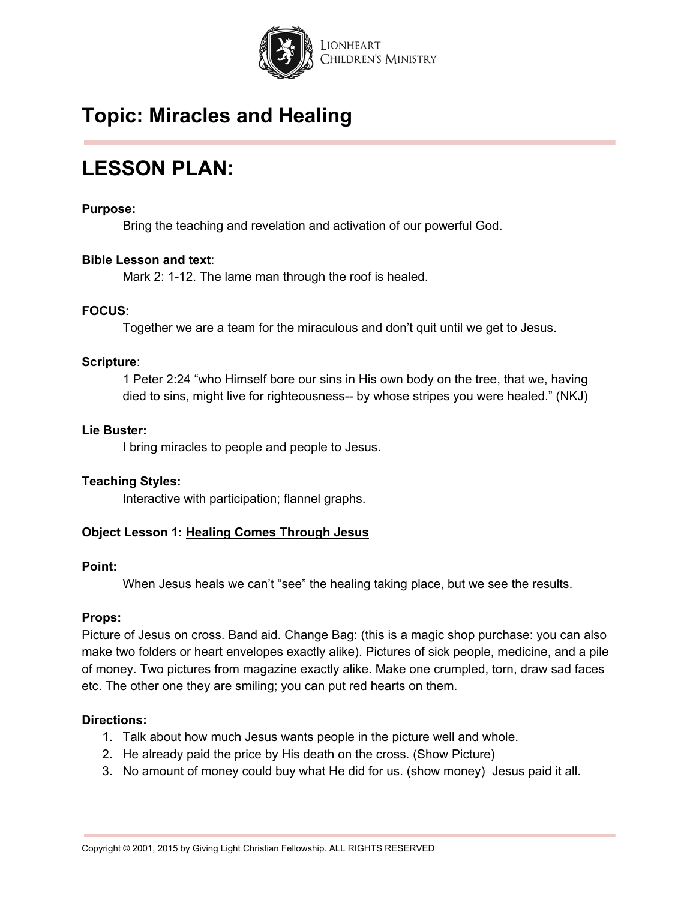LIONHEART CHILDREN'S MINISTRY

# Topic: Miracles and Healing

# LESSON PLAN:

**Purpose:**

Bring the teaching and revelation and activation of our powerful God.

**Bible Lesson and text**:

Mark 2: 1-12. The lame man through the roof is healed.

**FOCUS**:

Together we are a team for the miraculous and don't quit until we get to Jesus.

**Scripture**:

1 Peter 2:24 "who Himself bore our sins in His own body on the tree, that we, having died to sins, might live for righteousness-- by whose stripes you were healed." (NKJ)

**Lie Buster:**

I bring miracles to people and people to Jesus.

**Teaching Styles:**

Interactive with participation; flannel graphs.

**Object Lesson 1: <u>Healing Comes Through Jesus</u>**

**Point:**

When Jesus heals we can't "see" the healing taking place, but we see the results.

**Props:**

Picture of Jesus on cross. Band aid. Change Bag: (this is a magic shop purchase: you can also make two folders or heart envelopes exactly alike). Pictures of sick people, medicine, and a pile of money. Two pictures from magazine exactly alike. Make one crumpled, torn, draw sad faces etc. The other one they are smiling; you can put red hearts on them.

**Directions:**

1. Talk about how much Jesus wants people in the picture well and whole.
2. He already paid the price by His death on the cross. (Show Picture)
3. No amount of money could buy what He did for us. (show money) Jesus paid it all.

Copyright © 2001, 2015 by Giving Light Christian Fellowship. ALL RIGHTS RESERVED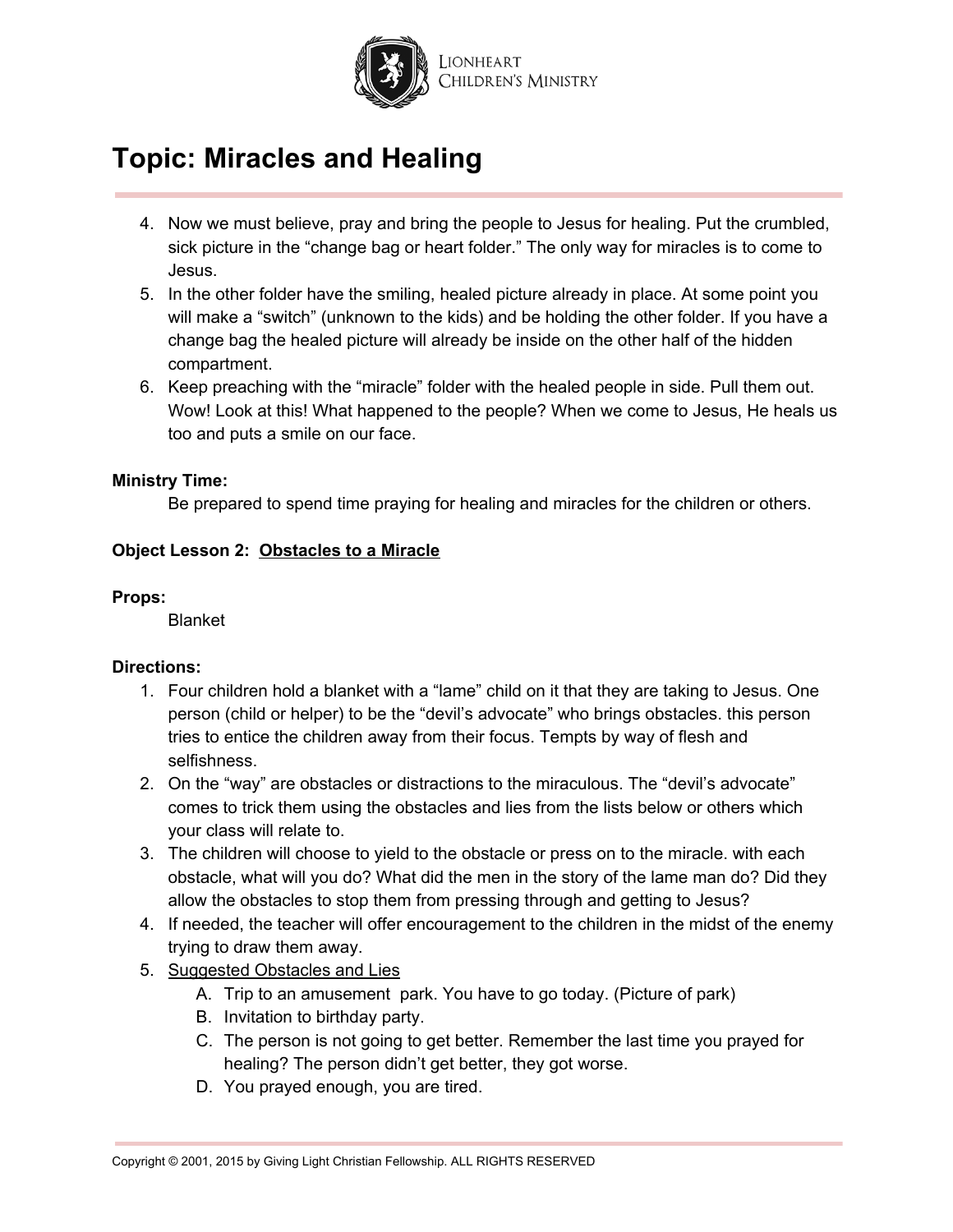# Topic: Miracles and Healing

4. Now we must believe, pray and bring the people to Jesus for healing. Put the crumbled, sick picture in the "change bag or heart folder." The only way for miracles is to come to Jesus.
5. In the other folder have the smiling, healed picture already in place. At some point you will make a "switch" (unknown to the kids) and be holding the other folder. If you have a change bag the healed picture will already be inside on the other half of the hidden compartment.
6. Keep preaching with the "miracle" folder with the healed people in side. Pull them out. Wow! Look at this! What happened to the people? When we come to Jesus, He heals us too and puts a smile on our face.

**Ministry Time:**

Be prepared to spend time praying for healing and miracles for the children or others.

**Object Lesson 2:** **<u>Obstacles to a Miracle</u>**

**Props:**

Blanket

**Directions:**

1. Four children hold a blanket with a "lame" child on it that they are taking to Jesus. One person (child or helper) to be the "devil's advocate" who brings obstacles. this person tries to entice the children away from their focus. Tempts by way of flesh and selfishness.
2. On the "way" are obstacles or distractions to the miraculous. The "devil's advocate" comes to trick them using the obstacles and lies from the lists below or others which your class will relate to.
3. The children will choose to yield to the obstacle or press on to the miracle. with each obstacle, what will you do? What did the men in the story of the lame man do? Did they allow the obstacles to stop them from pressing through and getting to Jesus?
4. If needed, the teacher will offer encouragement to the children in the midst of the enemy trying to draw them away.
5. <u>Suggested Obstacles and Lies</u>
   A. Trip to an amusement park. You have to go today. (Picture of park)
   B. Invitation to birthday party.
   C. The person is not going to get better. Remember the last time you prayed for healing? The person didn't get better, they got worse.
   D. You prayed enough, you are tired.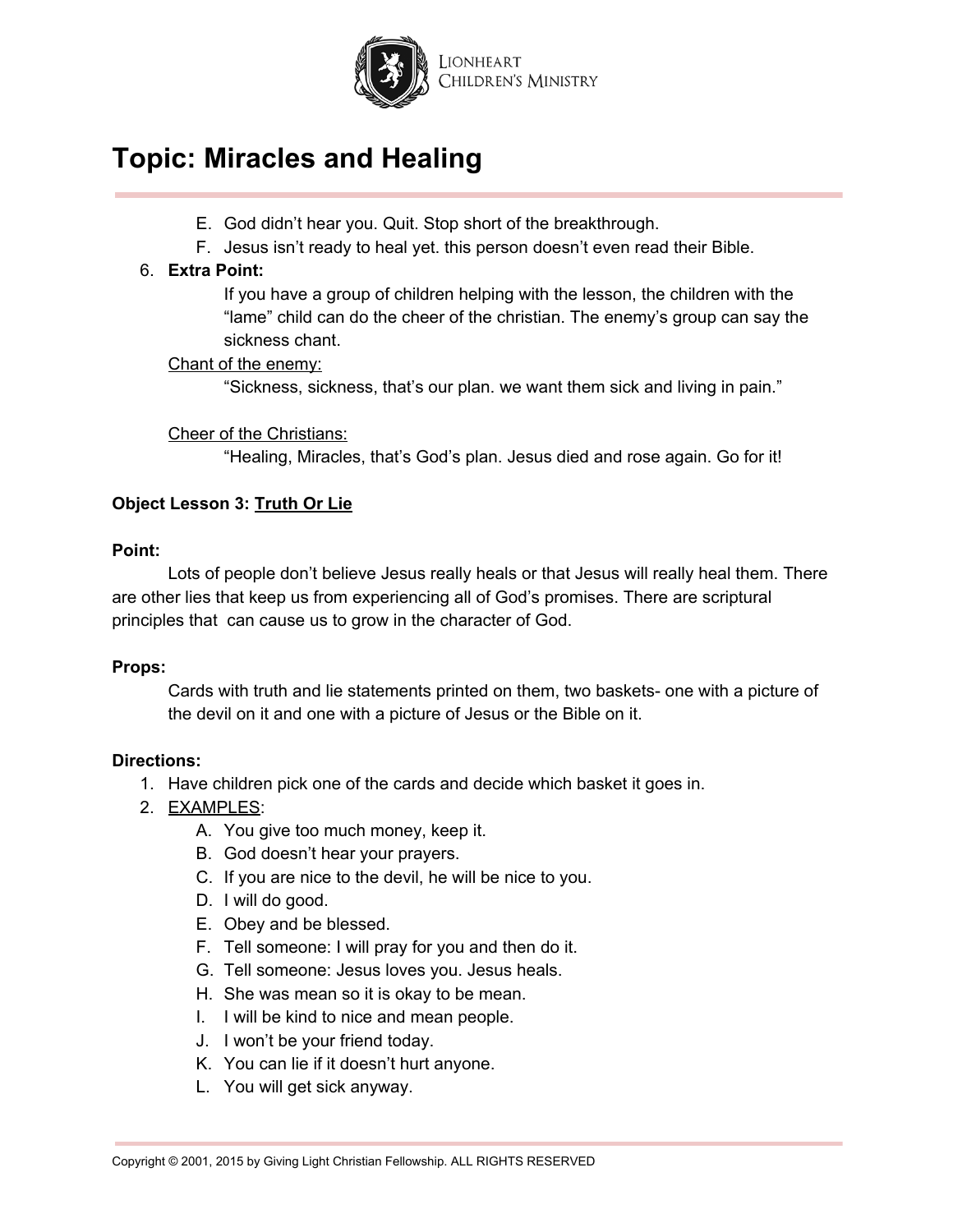# Topic: Miracles and Healing

E. God didn't hear you. Quit. Stop short of the breakthrough.
F. Jesus isn't ready to heal yet. this person doesn't even read their Bible.

6. **Extra Point:**

   If you have a group of children helping with the lesson, the children with the "lame" child can do the cheer of the christian. The enemy's group can say the sickness chant.

   Chant of the enemy:

   "Sickness, sickness, that's our plan. we want them sick and living in pain."

   Cheer of the Christians:

   "Healing, Miracles, that's God's plan. Jesus died and rose again. Go for it!

**Object Lesson 3:** **Truth Or Lie**

**Point:**

Lots of people don't believe Jesus really heals or that Jesus will really heal them. There are other lies that keep us from experiencing all of God's promises. There are scriptural principles that can cause us to grow in the character of God.

**Props:**

Cards with truth and lie statements printed on them, two baskets- one with a picture of the devil on it and one with a picture of Jesus or the Bible on it.

**Directions:**

1. Have children pick one of the cards and decide which basket it goes in.
2. EXAMPLES:
   A. You give too much money, keep it.
   B. God doesn't hear your prayers.
   C. If you are nice to the devil, he will be nice to you.
   D. I will do good.
   E. Obey and be blessed.
   F. Tell someone: I will pray for you and then do it.
   G. Tell someone: Jesus loves you. Jesus heals.
   H. She was mean so it is okay to be mean.
   I. I will be kind to nice and mean people.
   J. I won't be your friend today.
   K. You can lie if it doesn't hurt anyone.
   L. You will get sick anyway.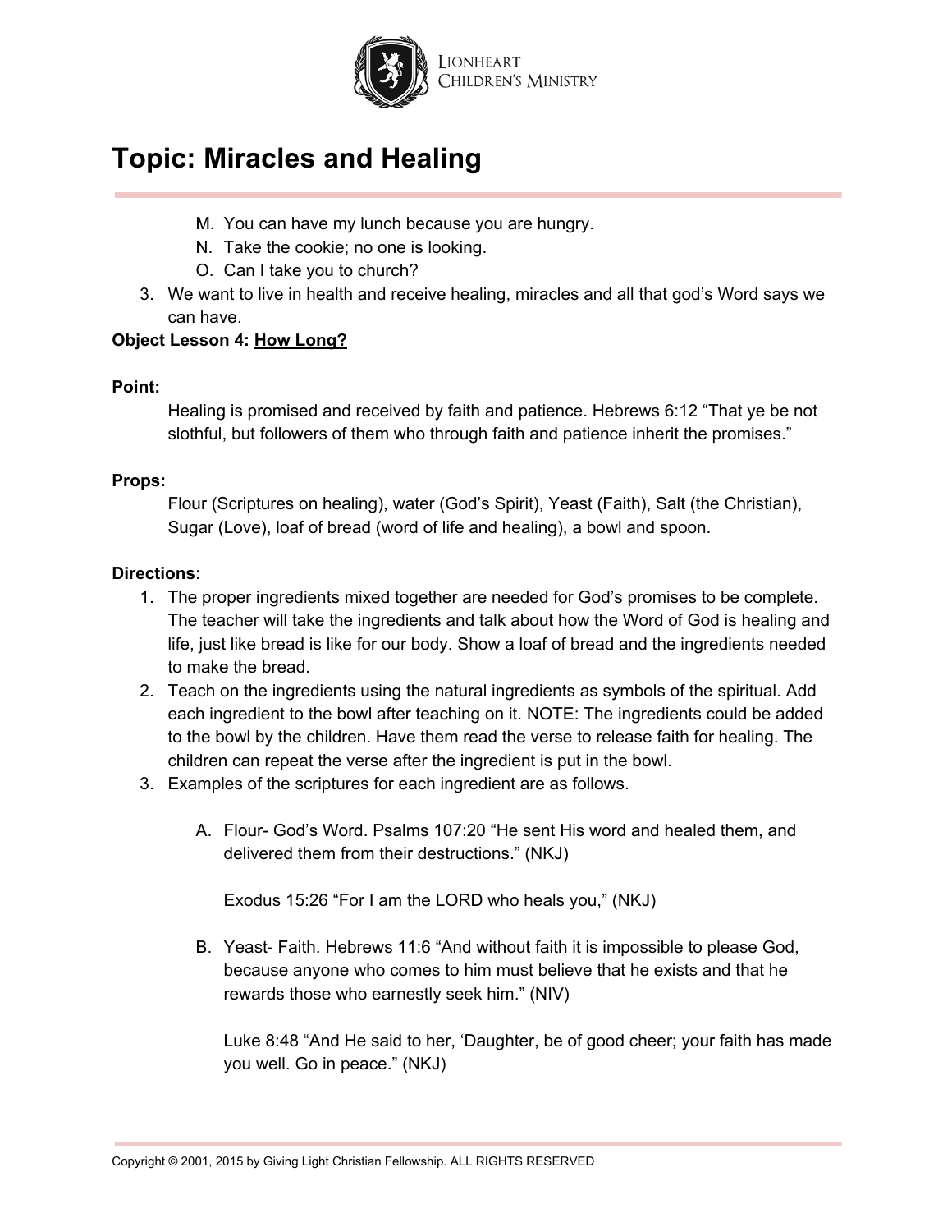# Topic: Miracles and Healing

M. You can have my lunch because you are hungry.
N. Take the cookie; no one is looking.
O. Can I take you to church?

3. We want to live in health and receive healing, miracles and all that god's Word says we can have.

**Object Lesson 4:** **How Long?**

**Point:**

Healing is promised and received by faith and patience. Hebrews 6:12 "That ye be not slothful, but followers of them who through faith and patience inherit the promises."

**Props:**

Flour (Scriptures on healing), water (God's Spirit), Yeast (Faith), Salt (the Christian), Sugar (Love), loaf of bread (word of life and healing), a bowl and spoon.

**Directions:**

1. The proper ingredients mixed together are needed for God's promises to be complete. The teacher will take the ingredients and talk about how the Word of God is healing and life, just like bread is like for our body. Show a loaf of bread and the ingredients needed to make the bread.
2. Teach on the ingredients using the natural ingredients as symbols of the spiritual. Add each ingredient to the bowl after teaching on it. NOTE: The ingredients could be added to the bowl by the children. Have them read the verse to release faith for healing. The children can repeat the verse after the ingredient is put in the bowl.
3. Examples of the scriptures for each ingredient are as follows.

   A. Flour- God's Word. Psalms 107:20 "He sent His word and healed them, and delivered them from their destructions." (NKJ)

      Exodus 15:26 "For I am the LORD who heals you," (NKJ)

   B. Yeast- Faith. Hebrews 11:6 "And without faith it is impossible to please God, because anyone who comes to him must believe that he exists and that he rewards those who earnestly seek him." (NIV)

      Luke 8:48 "And He said to her, 'Daughter, be of good cheer; your faith has made you well. Go in peace." (NKJ)

Copyright © 2001, 2015 by Giving Light Christian Fellowship. ALL RIGHTS RESERVED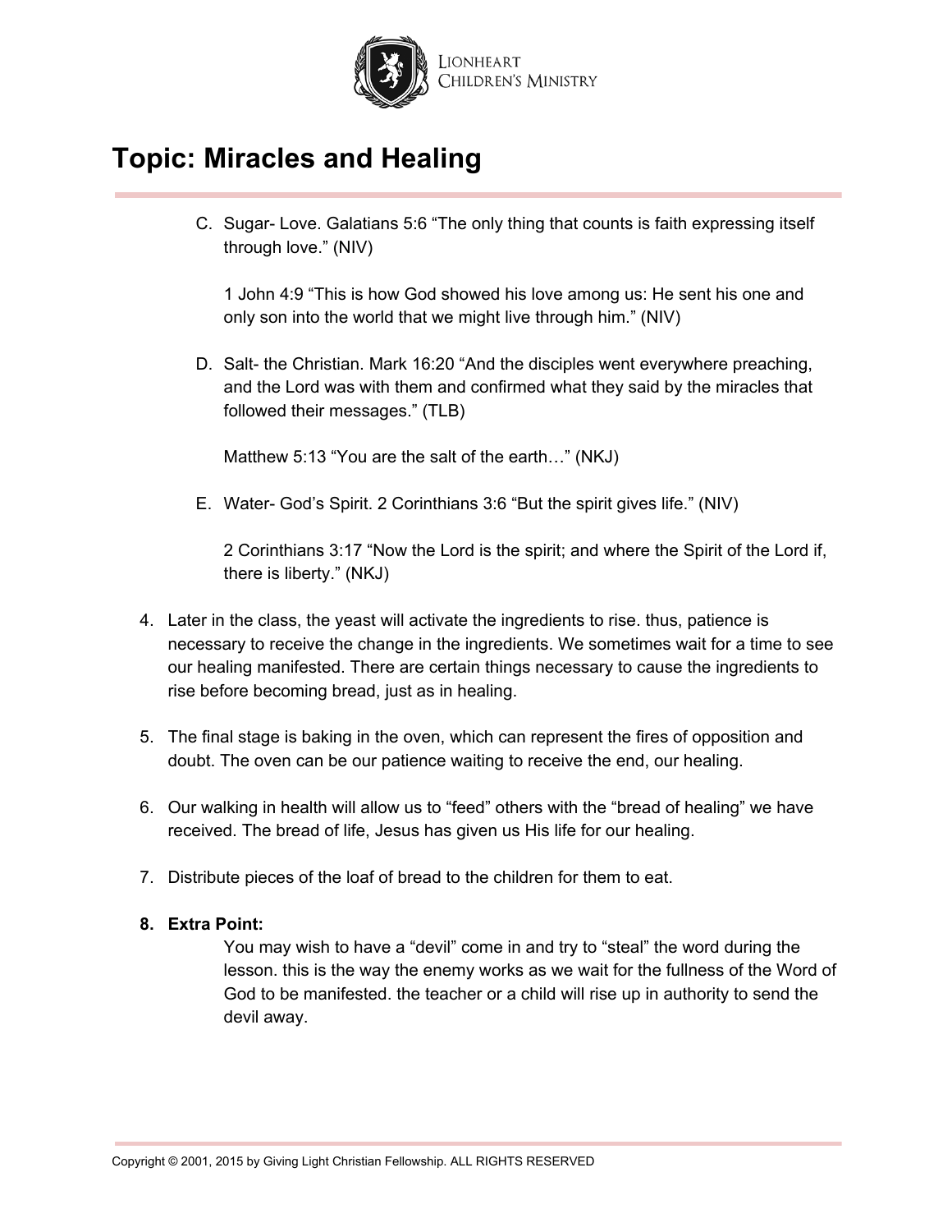# Topic: Miracles and Healing

C. Sugar- Love. Galatians 5:6 “The only thing that counts is faith expressing itself through love.” (NIV)

   1 John 4:9 “This is how God showed his love among us: He sent his one and only son into the world that we might live through him.” (NIV)

D. Salt- the Christian. Mark 16:20 “And the disciples went everywhere preaching, and the Lord was with them and confirmed what they said by the miracles that followed their messages.” (TLB)

   Matthew 5:13 “You are the salt of the earth…” (NKJ)

E. Water- God’s Spirit. 2 Corinthians 3:6 “But the spirit gives life.” (NIV)

   2 Corinthians 3:17 “Now the Lord is the spirit; and where the Spirit of the Lord if, there is liberty.” (NKJ)

4. Later in the class, the yeast will activate the ingredients to rise. thus, patience is necessary to receive the change in the ingredients. We sometimes wait for a time to see our healing manifested. There are certain things necessary to cause the ingredients to rise before becoming bread, just as in healing.

5. The final stage is baking in the oven, which can represent the fires of opposition and doubt. The oven can be our patience waiting to receive the end, our healing.

6. Our walking in health will allow us to “feed” others with the “bread of healing” we have received. The bread of life, Jesus has given us His life for our healing.

7. Distribute pieces of the loaf of bread to the children for them to eat.

8. **Extra Point:**

   You may wish to have a “devil” come in and try to “steal” the word during the lesson. this is the way the enemy works as we wait for the fullness of the Word of God to be manifested. the teacher or a child will rise up in authority to send the devil away.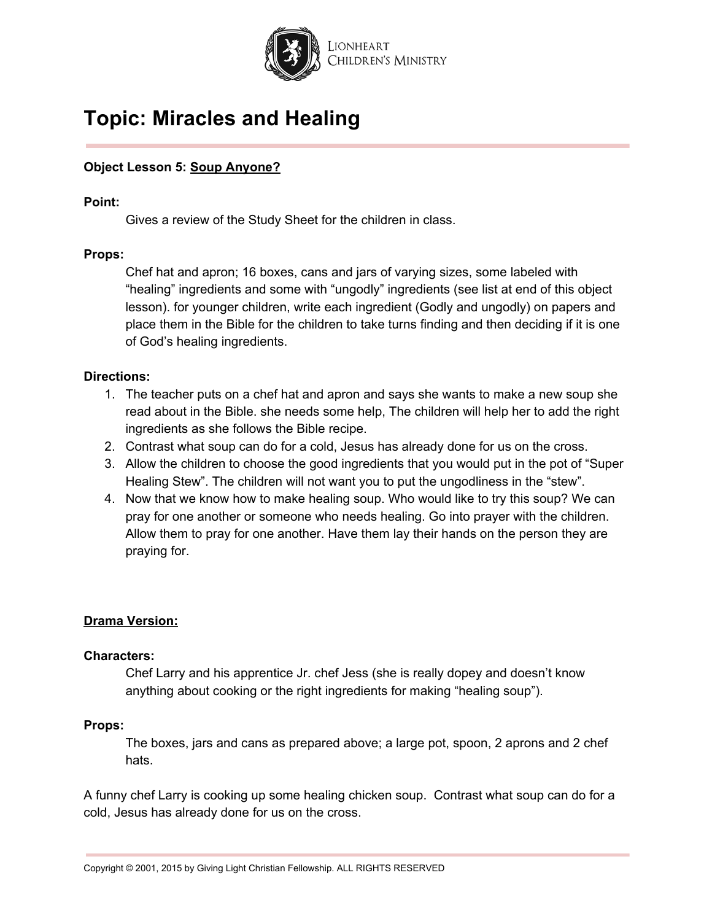# Topic: Miracles and Healing

**Object Lesson 5: Soup Anyone?**

**Point:**

Gives a review of the Study Sheet for the children in class.

**Props:**

Chef hat and apron; 16 boxes, cans and jars of varying sizes, some labeled with "healing" ingredients and some with "ungodly" ingredients (see list at end of this object lesson). for younger children, write each ingredient (Godly and ungodly) on papers and place them in the Bible for the children to take turns finding and then deciding if it is one of God's healing ingredients.

**Directions:**

1. The teacher puts on a chef hat and apron and says she wants to make a new soup she read about in the Bible. she needs some help, The children will help her to add the right ingredients as she follows the Bible recipe.
2. Contrast what soup can do for a cold, Jesus has already done for us on the cross.
3. Allow the children to choose the good ingredients that you would put in the pot of "Super Healing Stew". The children will not want you to put the ungodliness in the "stew".
4. Now that we know how to make healing soup. Who would like to try this soup? We can pray for one another or someone who needs healing. Go into prayer with the children. Allow them to pray for one another. Have them lay their hands on the person they are praying for.

**Drama Version:**

**Characters:**

Chef Larry and his apprentice Jr. chef Jess (she is really dopey and doesn't know anything about cooking or the right ingredients for making "healing soup").

**Props:**

The boxes, jars and cans as prepared above; a large pot, spoon, 2 aprons and 2 chef hats.

A funny chef Larry is cooking up some healing chicken soup. Contrast what soup can do for a cold, Jesus has already done for us on the cross.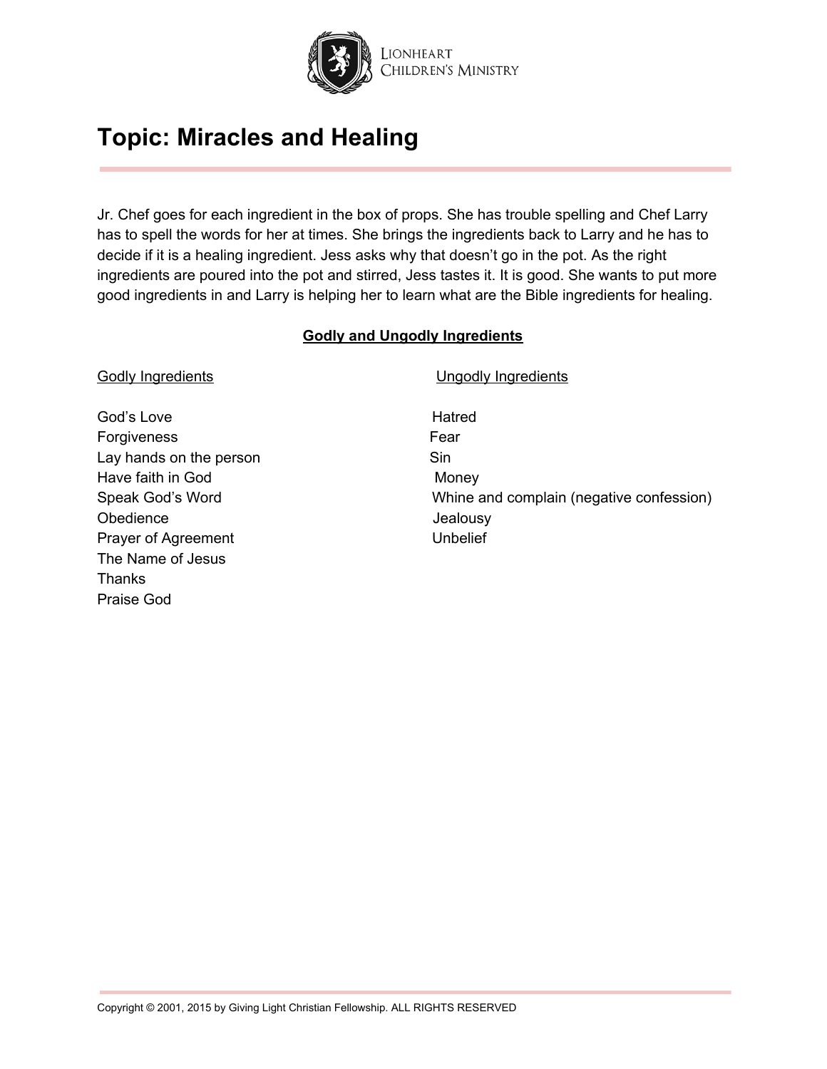# Topic: Miracles and Healing

Jr. Chef goes for each ingredient in the box of props. She has trouble spelling and Chef Larry has to spell the words for her at times. She brings the ingredients back to Larry and he has to decide if it is a healing ingredient. Jess asks why that doesn't go in the pot. As the right ingredients are poured into the pot and stirred, Jess tastes it. It is good. She wants to put more good ingredients in and Larry is helping her to learn what are the Bible ingredients for healing.

**Godly and Ungodly Ingredients**

| Godly Ingredients | Ungodly Ingredients |
|---|---|
| God's Love | Hatred |
| Forgiveness | Fear |
| Lay hands on the person | Sin |
| Have faith in God | Money |
| Speak God's Word | Whine and complain (negative confession) |
| Obedience | Jealousy |
| Prayer of Agreement | Unbelief |
| The Name of Jesus | |
| Thanks | |
| Praise God | |

Copyright © 2001, 2015 by Giving Light Christian Fellowship. ALL RIGHTS RESERVED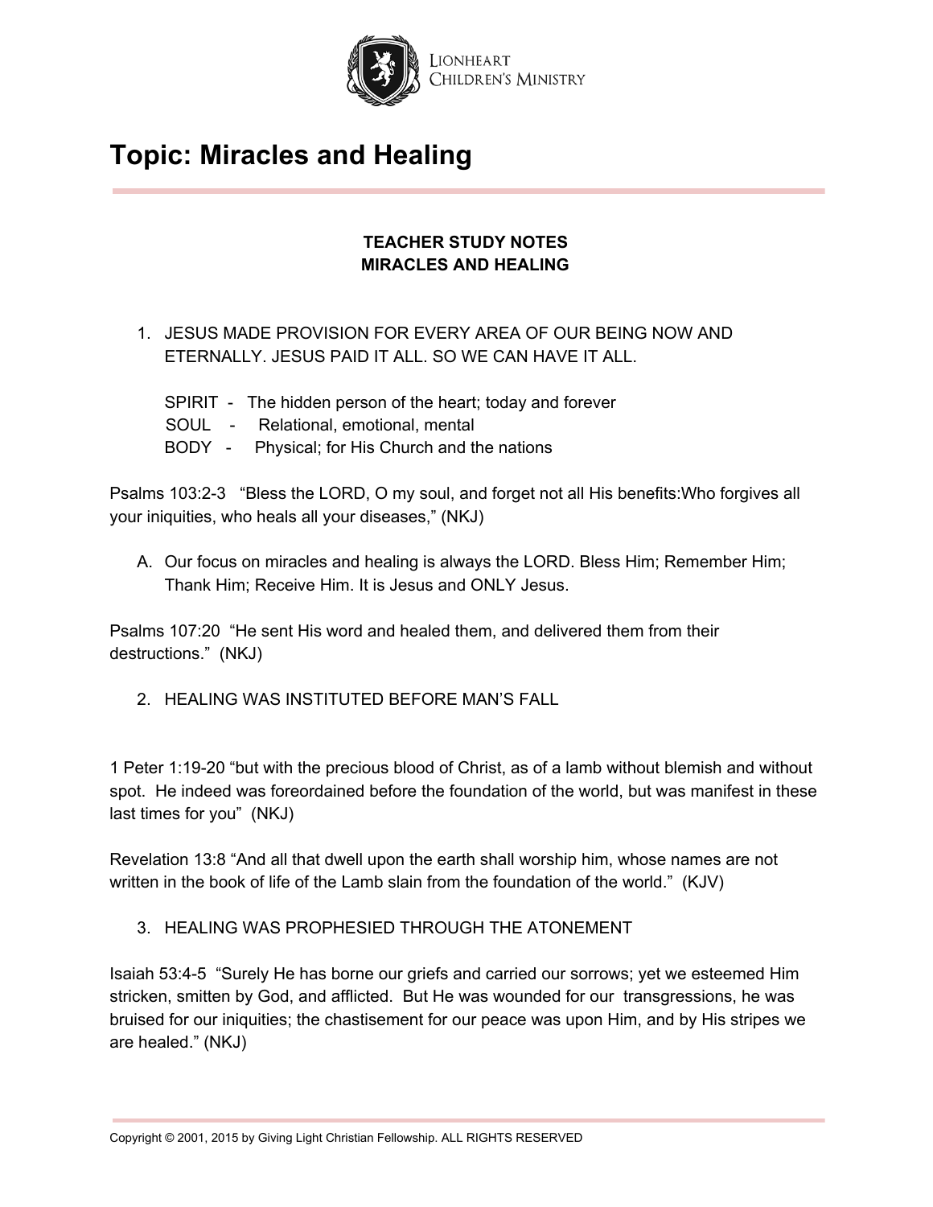# Topic: Miracles and Healing

**TEACHER STUDY NOTES**
**MIRACLES AND HEALING**

1. JESUS MADE PROVISION FOR EVERY AREA OF OUR BEING NOW AND ETERNALLY. JESUS PAID IT ALL. SO WE CAN HAVE IT ALL.

   SPIRIT - The hidden person of the heart; today and forever
   SOUL - Relational, emotional, mental
   BODY - Physical; for His Church and the nations

Psalms 103:2-3 "Bless the LORD, O my soul, and forget not all His benefits:Who forgives all your iniquities, who heals all your diseases," (NKJ)

A. Our focus on miracles and healing is always the LORD. Bless Him; Remember Him; Thank Him; Receive Him. It is Jesus and ONLY Jesus.

Psalms 107:20 "He sent His word and healed them, and delivered them from their destructions." (NKJ)

2. HEALING WAS INSTITUTED BEFORE MAN'S FALL

1 Peter 1:19-20 "but with the precious blood of Christ, as of a lamb without blemish and without spot. He indeed was foreordained before the foundation of the world, but was manifest in these last times for you" (NKJ)

Revelation 13:8 "And all that dwell upon the earth shall worship him, whose names are not written in the book of life of the Lamb slain from the foundation of the world." (KJV)

3. HEALING WAS PROPHESIED THROUGH THE ATONEMENT

Isaiah 53:4-5 "Surely He has borne our griefs and carried our sorrows; yet we esteemed Him stricken, smitten by God, and afflicted. But He was wounded for our transgressions, he was bruised for our iniquities; the chastisement for our peace was upon Him, and by His stripes we are healed." (NKJ)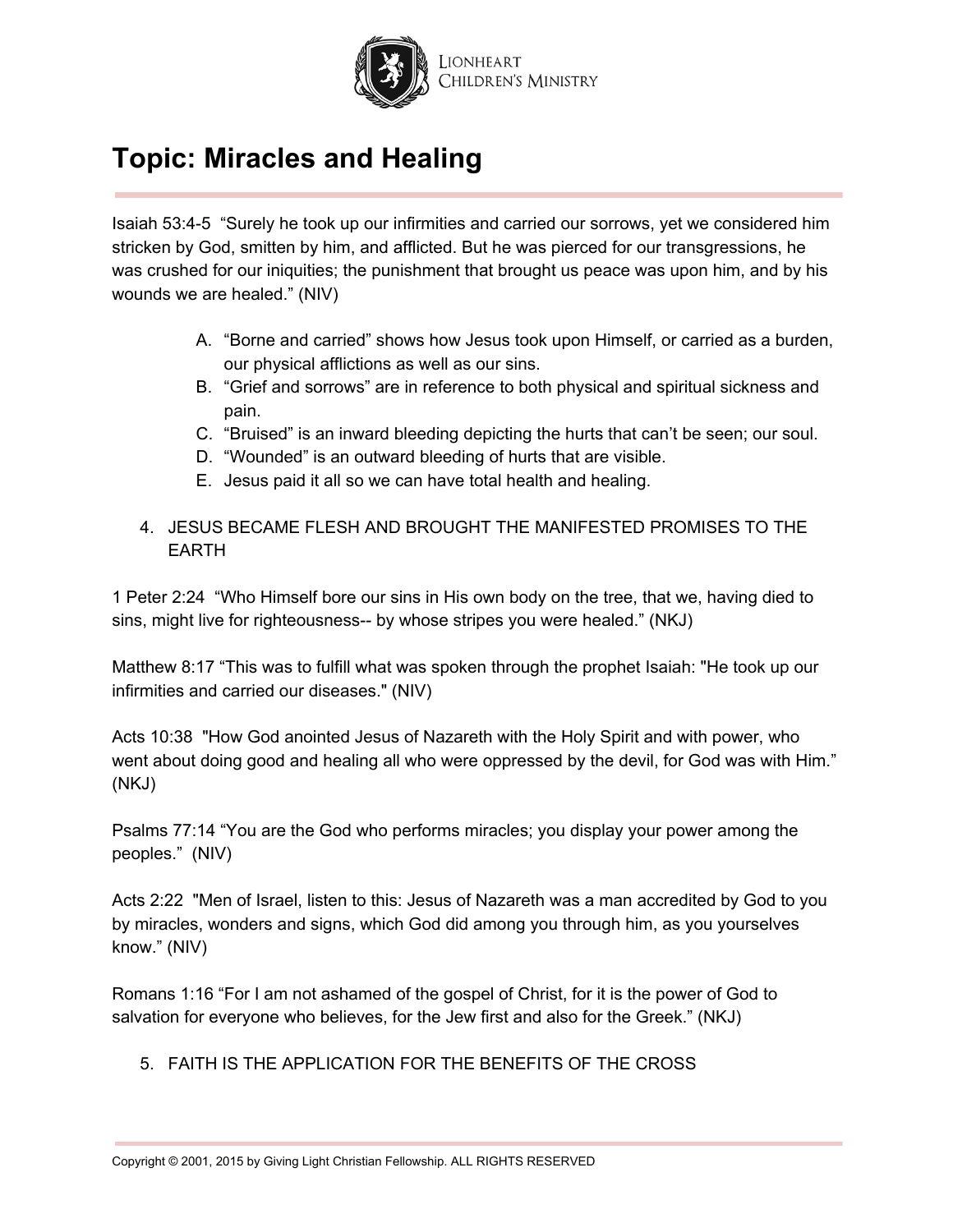# Topic: Miracles and Healing

Isaiah 53:4-5 "Surely he took up our infirmities and carried our sorrows, yet we considered him stricken by God, smitten by him, and afflicted. But he was pierced for our transgressions, he was crushed for our iniquities; the punishment that brought us peace was upon him, and by his wounds we are healed." (NIV)

A. "Borne and carried" shows how Jesus took upon Himself, or carried as a burden, our physical afflictions as well as our sins.
B. "Grief and sorrows" are in reference to both physical and spiritual sickness and pain.
C. "Bruised" is an inward bleeding depicting the hurts that can't be seen; our soul.
D. "Wounded" is an outward bleeding of hurts that are visible.
E. Jesus paid it all so we can have total health and healing.

4. JESUS BECAME FLESH AND BROUGHT THE MANIFESTED PROMISES TO THE EARTH

1 Peter 2:24 "Who Himself bore our sins in His own body on the tree, that we, having died to sins, might live for righteousness-- by whose stripes you were healed." (NKJ)

Matthew 8:17 "This was to fulfill what was spoken through the prophet Isaiah: "He took up our infirmities and carried our diseases." (NIV)

Acts 10:38 "How God anointed Jesus of Nazareth with the Holy Spirit and with power, who went about doing good and healing all who were oppressed by the devil, for God was with Him." (NKJ)

Psalms 77:14 "You are the God who performs miracles; you display your power among the peoples." (NIV)

Acts 2:22 "Men of Israel, listen to this: Jesus of Nazareth was a man accredited by God to you by miracles, wonders and signs, which God did among you through him, as you yourselves know." (NIV)

Romans 1:16 "For I am not ashamed of the gospel of Christ, for it is the power of God to salvation for everyone who believes, for the Jew first and also for the Greek." (NKJ)

5. FAITH IS THE APPLICATION FOR THE BENEFITS OF THE CROSS

Copyright © 2001, 2015 by Giving Light Christian Fellowship. ALL RIGHTS RESERVED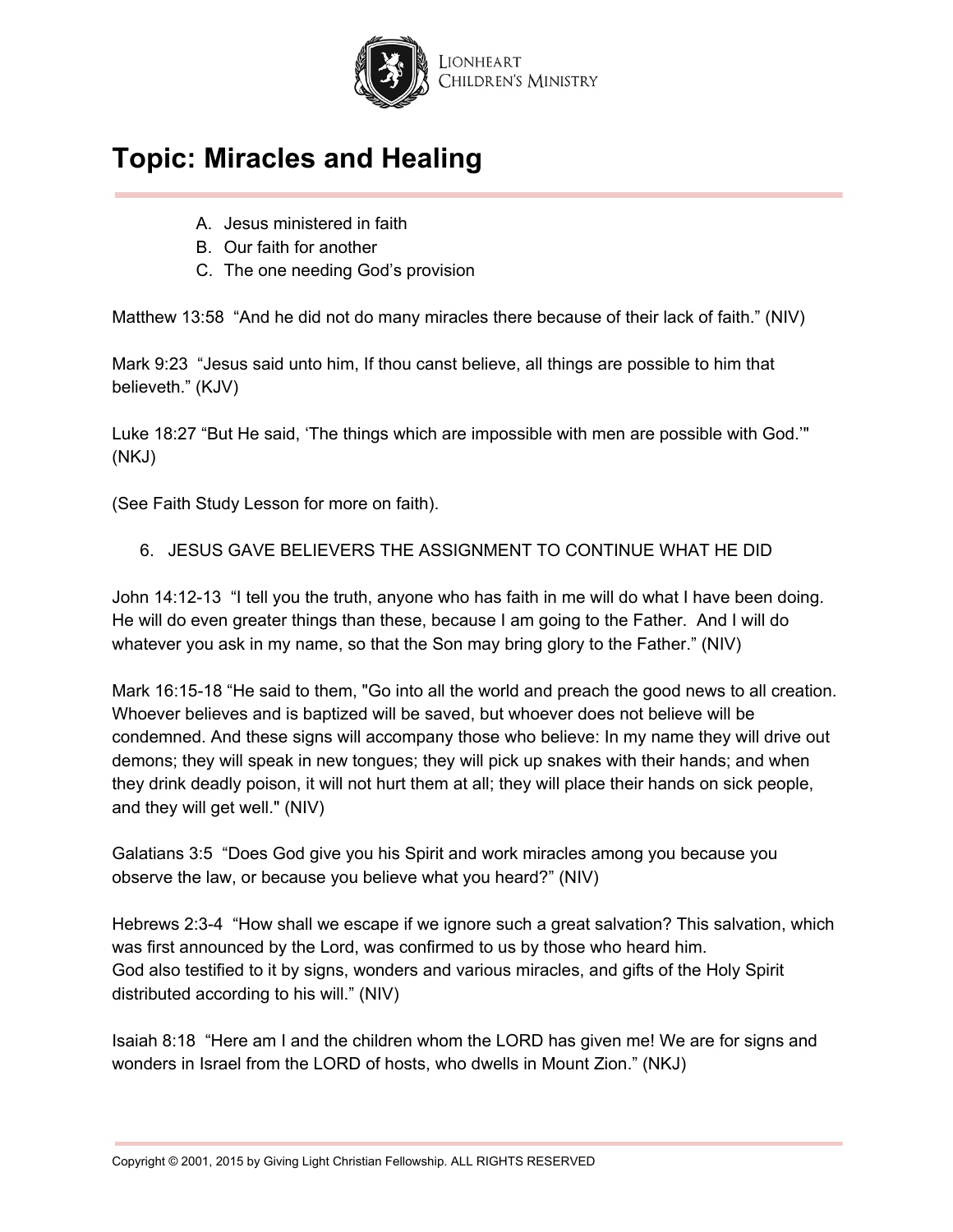# Topic: Miracles and Healing

A. Jesus ministered in faith
B. Our faith for another
C. The one needing God's provision

Matthew 13:58 "And he did not do many miracles there because of their lack of faith." (NIV)

Mark 9:23 "Jesus said unto him, If thou canst believe, all things are possible to him that believeth." (KJV)

Luke 18:27 "But He said, 'The things which are impossible with men are possible with God.'" (NKJ)

(See Faith Study Lesson for more on faith).

6. JESUS GAVE BELIEVERS THE ASSIGNMENT TO CONTINUE WHAT HE DID

John 14:12-13 "I tell you the truth, anyone who has faith in me will do what I have been doing. He will do even greater things than these, because I am going to the Father. And I will do whatever you ask in my name, so that the Son may bring glory to the Father." (NIV)

Mark 16:15-18 "He said to them, "Go into all the world and preach the good news to all creation. Whoever believes and is baptized will be saved, but whoever does not believe will be condemned. And these signs will accompany those who believe: In my name they will drive out demons; they will speak in new tongues; they will pick up snakes with their hands; and when they drink deadly poison, it will not hurt them at all; they will place their hands on sick people, and they will get well." (NIV)

Galatians 3:5 "Does God give you his Spirit and work miracles among you because you observe the law, or because you believe what you heard?" (NIV)

Hebrews 2:3-4 "How shall we escape if we ignore such a great salvation? This salvation, which was first announced by the Lord, was confirmed to us by those who heard him.
God also testified to it by signs, wonders and various miracles, and gifts of the Holy Spirit distributed according to his will." (NIV)

Isaiah 8:18 "Here am I and the children whom the LORD has given me! We are for signs and wonders in Israel from the LORD of hosts, who dwells in Mount Zion." (NKJ)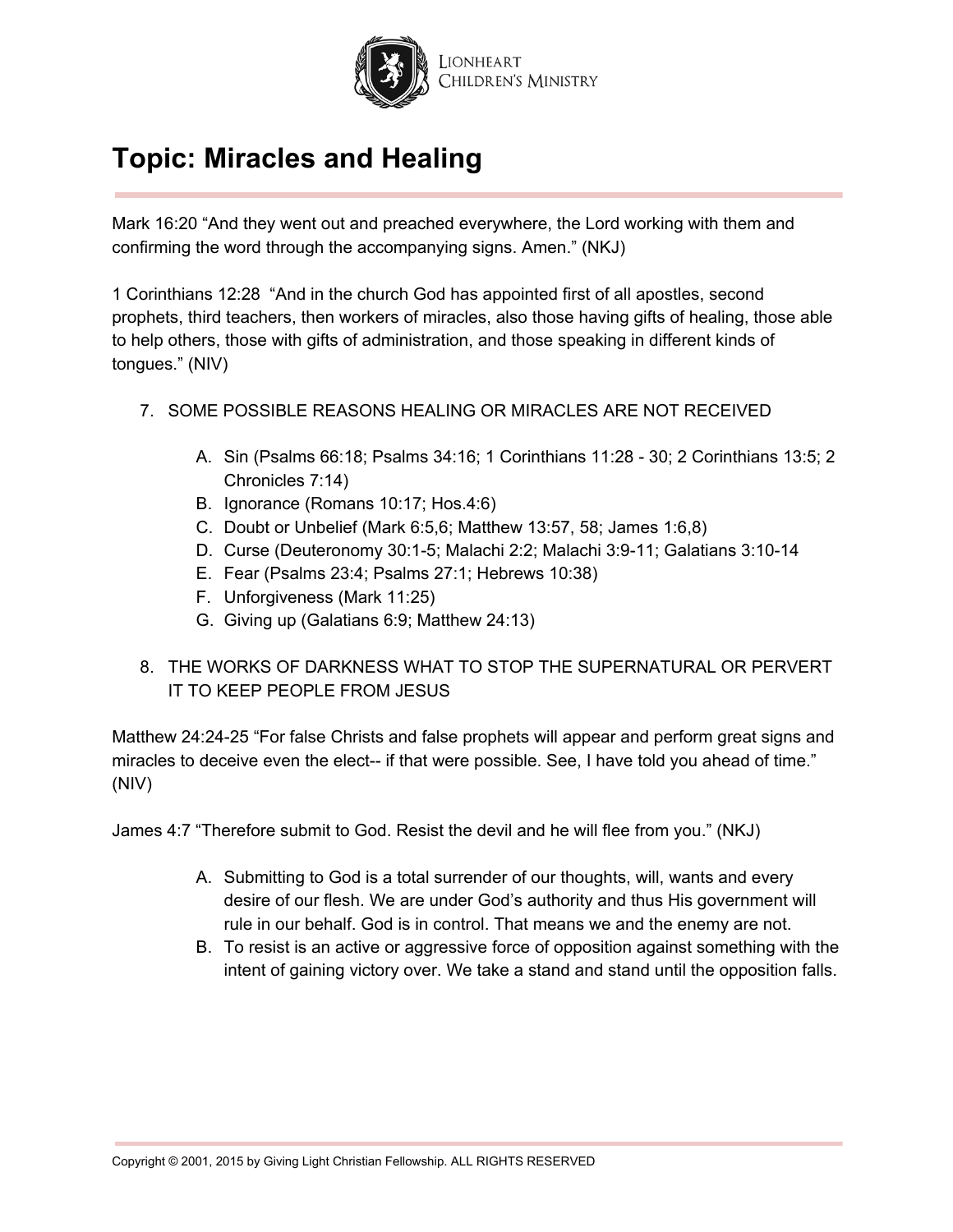# Topic: Miracles and Healing

Mark 16:20 “And they went out and preached everywhere, the Lord working with them and confirming the word through the accompanying signs. Amen.” (NKJ)

1 Corinthians 12:28 “And in the church God has appointed first of all apostles, second prophets, third teachers, then workers of miracles, also those having gifts of healing, those able to help others, those with gifts of administration, and those speaking in different kinds of tongues.” (NIV)

7. SOME POSSIBLE REASONS HEALING OR MIRACLES ARE NOT RECEIVED

    A. Sin (Psalms 66:18; Psalms 34:16; 1 Corinthians 11:28 - 30; 2 Corinthians 13:5; 2 Chronicles 7:14)
    B. Ignorance (Romans 10:17; Hos.4:6)
    C. Doubt or Unbelief (Mark 6:5,6; Matthew 13:57, 58; James 1:6,8)
    D. Curse (Deuteronomy 30:1-5; Malachi 2:2; Malachi 3:9-11; Galatians 3:10-14
    E. Fear (Psalms 23:4; Psalms 27:1; Hebrews 10:38)
    F. Unforgiveness (Mark 11:25)
    G. Giving up (Galatians 6:9; Matthew 24:13)

8. THE WORKS OF DARKNESS WHAT TO STOP THE SUPERNATURAL OR PERVERT IT TO KEEP PEOPLE FROM JESUS

Matthew 24:24-25 “For false Christs and false prophets will appear and perform great signs and miracles to deceive even the elect-- if that were possible. See, I have told you ahead of time.” (NIV)

James 4:7 “Therefore submit to God. Resist the devil and he will flee from you.” (NKJ)

A. Submitting to God is a total surrender of our thoughts, will, wants and every desire of our flesh. We are under God’s authority and thus His government will rule in our behalf. God is in control. That means we and the enemy are not.
B. To resist is an active or aggressive force of opposition against something with the intent of gaining victory over. We take a stand and stand until the opposition falls.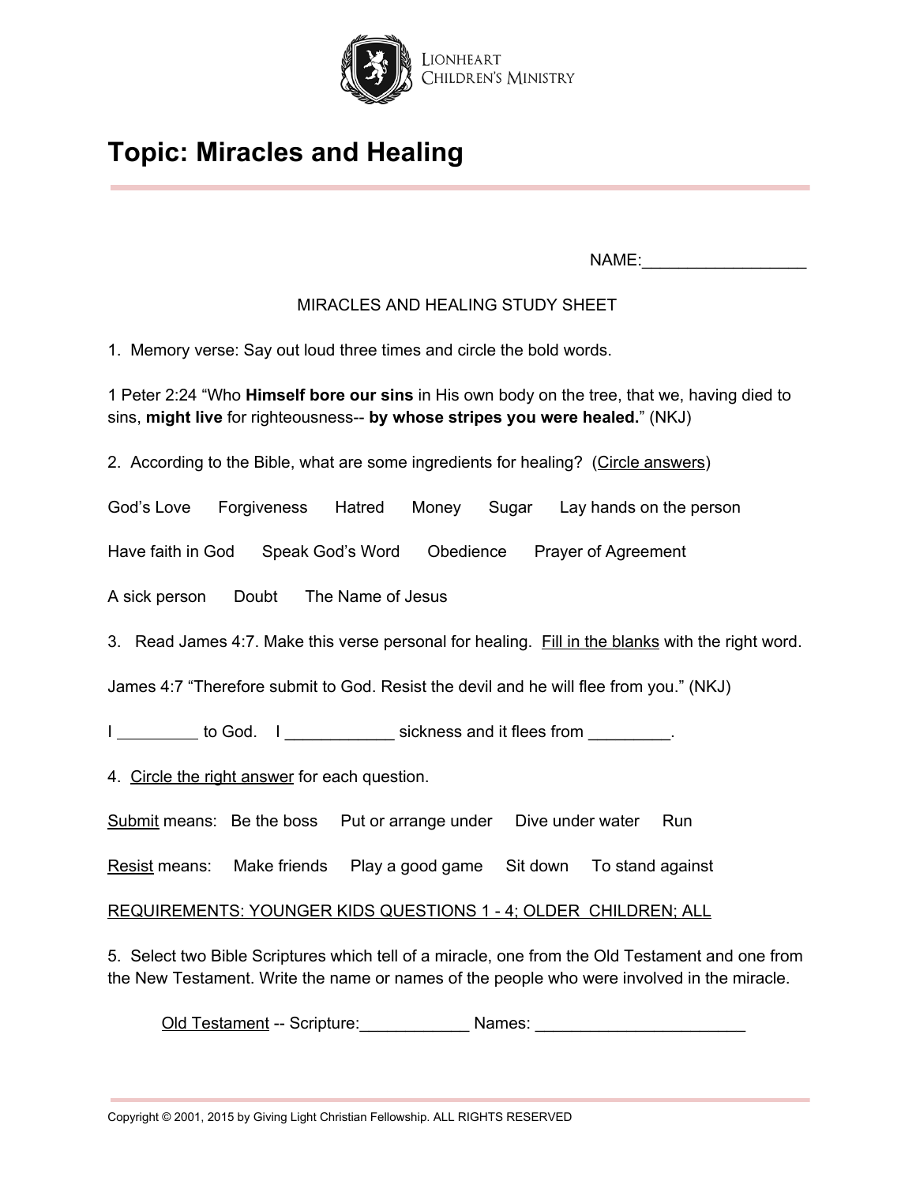Lionheart Children's Ministry

# Topic: Miracles and Healing

NAME:__________________

MIRACLES AND HEALING STUDY SHEET

1. Memory verse: Say out loud three times and circle the bold words.

1 Peter 2:24 "Who **Himself bore our sins** in His own body on the tree, that we, having died to sins, **might live** for righteousness-- **by whose stripes you were healed.**" (NKJ)

2. According to the Bible, what are some ingredients for healing? (<u>Circle answers</u>)

God's Love      Forgiveness      Hatred      Money      Sugar      Lay hands on the person

Have faith in God      Speak God's Word      Obedience      Prayer of Agreement

A sick person      Doubt      The Name of Jesus

3. Read James 4:7. Make this verse personal for healing. <u>Fill in the blanks</u> with the right word.

James 4:7 "Therefore submit to God. Resist the devil and he will flee from you." (NKJ)

I _________ to God.    I ____________ sickness and it flees from _________.

4. <u>Circle the right answer</u> for each question.

<u>Submit</u> means:   Be the boss      Put or arrange under      Dive under water      Run

<u>Resist</u> means:      Make friends      Play a good game      Sit down      To stand against

<u>REQUIREMENTS: YOUNGER KIDS QUESTIONS 1 - 4; OLDER CHILDREN; ALL</u>

5. Select two Bible Scriptures which tell of a miracle, one from the Old Testament and one from the New Testament. Write the name or names of the people who were involved in the miracle.

<u>Old Testament</u> -- Scripture:____________ Names: _______________________

Copyright © 2001, 2015 by Giving Light Christian Fellowship. ALL RIGHTS RESERVED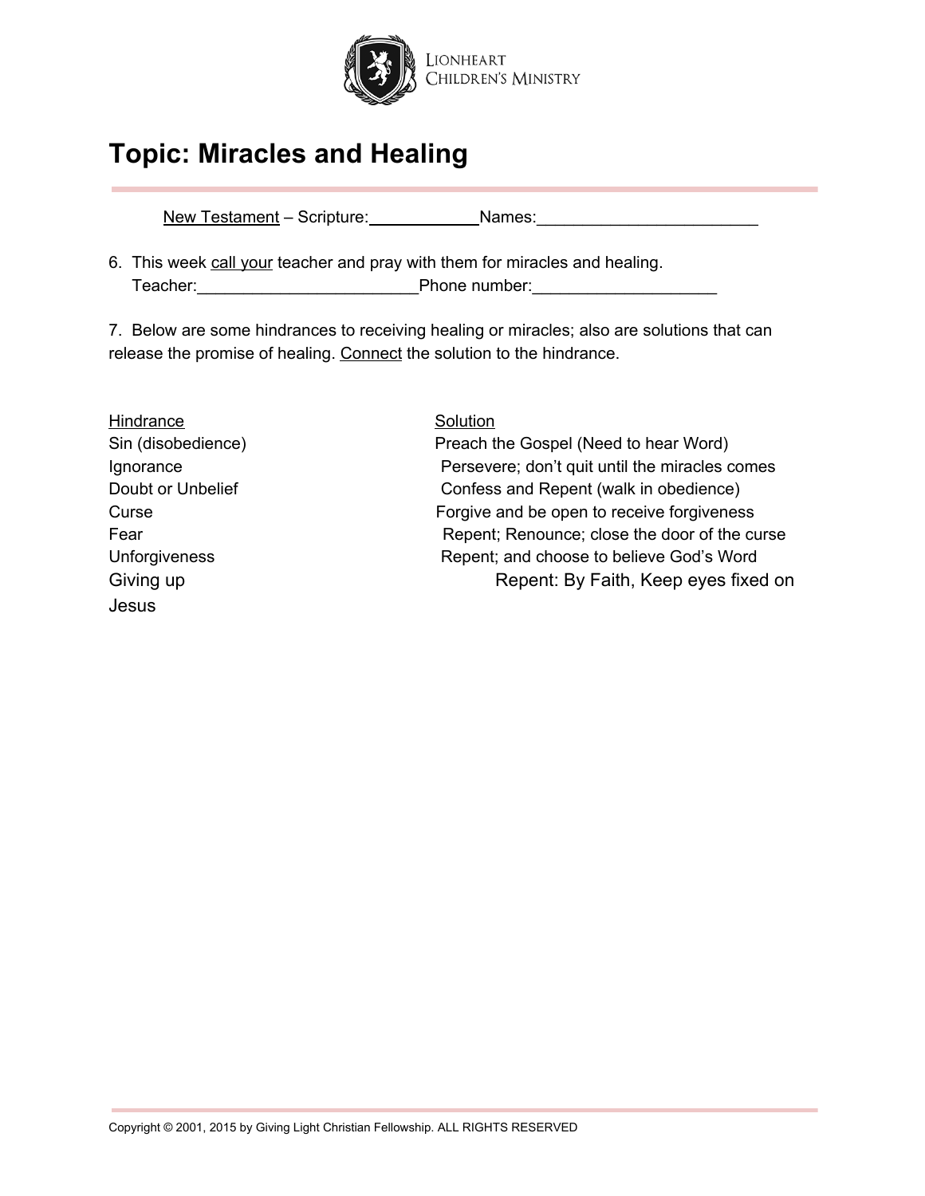# Topic: Miracles and Healing

New Testament – Scripture:____________Names:________________________

6. This week call your teacher and pray with them for miracles and healing.
   Teacher:________________________Phone number:____________________

7. Below are some hindrances to receiving healing or miracles; also are solutions that can release the promise of healing. Connect the solution to the hindrance.

| Hindrance | Solution |
|---|---|
| Sin (disobedience) | Preach the Gospel (Need to hear Word) |
| Ignorance | Persevere; don't quit until the miracles comes |
| Doubt or Unbelief | Confess and Repent (walk in obedience) |
| Curse | Forgive and be open to receive forgiveness |
| Fear | Repent; Renounce; close the door of the curse |
| Unforgiveness | Repent; and choose to believe God's Word |
| Giving up | Repent: By Faith, Keep eyes fixed on Jesus |

Copyright © 2001, 2015 by Giving Light Christian Fellowship. ALL RIGHTS RESERVED